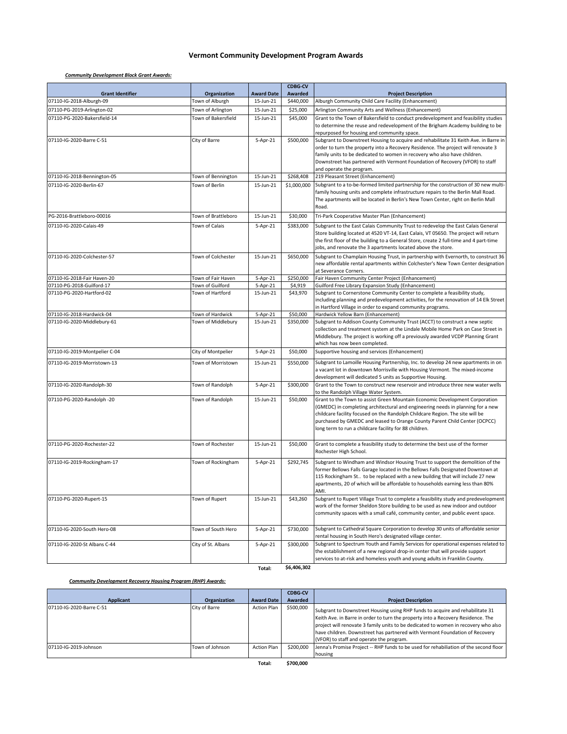# Vermont Community Development Program Awards

***Community Development Block Grant Awards:***

| Grant Identifier | Organization | Award Date | CDBG-CV Awarded | Project Description |
|---|---|---|---|---|
| 07110-IG-2018-Alburgh-09 | Town of Alburgh | 15-Jun-21 | $440,000 | Alburgh Community Child Care Facility (Enhancement) |
| 07110-PG-2019-Arlington-02 | Town of Arlington | 15-Jun-21 | $25,000 | Arlington Community Arts and Wellness (Enhancement) |
| 07110-PG-2020-Bakersfield-14 | Town of Bakersfield | 15-Jun-21 | $45,000 | Grant to the Town of Bakersfield to conduct predevelopment and feasibility studies to determine the reuse and redevelopment of the Brigham Academy building to be repurposed for housing and community space. |
| 07110-IG-2020-Barre C-51 | City of Barre | 5-Apr-21 | $500,000 | Subgrant to Downstreet Housing to acquire and rehabilitate 31 Keith Ave. in Barre in order to turn the property into a Recovery Residence. The project will renovate 3 family units to be dedicated to women in recovery who also have children. Downstreet has partnered with Vermont Foundation of Recovery (VFOR) to staff and operate the program. |
| 07110-IG-2018-Bennington-05 | Town of Bennington | 15-Jun-21 | $268,408 | 219 Pleasant Street (Enhancement) |
| 07110-IG-2020-Berlin-67 | Town of Berlin | 15-Jun-21 | $1,000,000 | Subgrant to a to-be-formed limited partnership for the construction of 30 new multi-family housing units and complete infrastructure repairs to the Berlin Mall Road. The apartments will be located in Berlin's New Town Center, right on Berlin Mall Road. |
| PG-2016-Brattleboro-00016 | Town of Brattleboro | 15-Jun-21 | $30,000 | Tri-Park Cooperative Master Plan (Enhancement) |
| 07110-IG-2020-Calais-49 | Town of Calais | 5-Apr-21 | $383,000 | Subgrant to the East Calais Community Trust to redevelop the East Calais General Store building located at 4520 VT-14, East Calais, VT 05650. The project will return the first floor of the building to a General Store, create 2 full-time and 4 part-time jobs, and renovate the 3 apartments located above the store. |
| 07110-IG-2020-Colchester-57 | Town of Colchester | 15-Jun-21 | $650,000 | Subgrant to Champlain Housing Trust, in partnership with Evernorth, to construct 36 new affordable rental apartments within Colchester's New Town Center designation at Severance Corners. |
| 07110-IG-2018-Fair Haven-20 | Town of Fair Haven | 5-Apr-21 | $250,000 | Fair Haven Community Center Project (Enhancement) |
| 07110-PG-2018-Guilford-17 | Town of Guilford | 5-Apr-21 | $4,919 | Guilford Free Library Expansion Study (Enhancement) |
| 07110-PG-2020-Hartford-02 | Town of Hartford | 15-Jun-21 | $43,970 | Subgrant to Cornerstone Community Center to complete a feasibility study, including planning and predevelopment activities, for the renovation of 14 Elk Street in Hartford Village in order to expand community programs. |
| 07110-IG-2018-Hardwick-04 | Town of Hardwick | 5-Apr-21 | $50,000 | Hardwick Yellow Barn (Enhancement) |
| 07110-IG-2020-Middlebury-61 | Town of Middlebury | 15-Jun-21 | $350,000 | Subgrant to Addison County Community Trust (ACCT) to construct a new septic collection and treatment system at the Lindale Mobile Home Park on Case Street in Middlebury. The project is working off a previously awarded VCDP Planning Grant which has now been completed. |
| 07110-IG-2019-Montpelier C-04 | City of Montpelier | 5-Apr-21 | $50,000 | Supportive housing and services (Enhancement) |
| 07110-IG-2019-Morristown-13 | Town of Morristown | 15-Jun-21 | $550,000 | Subgrant to Lamoille Housing Partnership, Inc. to develop 24 new apartments in on a vacant lot in downtown Morrisville with Housing Vermont. The mixed-income development will dedicated 5 units as Supportive Housing. |
| 07110-IG-2020-Randolph-30 | Town of Randolph | 5-Apr-21 | $300,000 | Grant to the Town to construct new reservoir and introduce three new water wells to the Randolph Village Water System. |
| 07110-PG-2020-Randolph -20 | Town of Randolph | 15-Jun-21 | $50,000 | Grant to the Town to assist Green Mountain Economic Development Corporation (GMEDC) in completing architectural and engineering needs in planning for a new childcare facility focused on the Randolph Childcare Region. The site will be purchased by GMEDC and leased to Orange County Parent Child Center (OCPCC) long term to run a childcare facility for 88 children. |
| 07110-PG-2020-Rochester-22 | Town of Rochester | 15-Jun-21 | $50,000 | Grant to complete a feasibility study to determine the best use of the former Rochester High School. |
| 07110-IG-2019-Rockingham-17 | Town of Rockingham | 5-Apr-21 | $292,745 | Subgrant to Windham and Windsor Housing Trust to support the demolition of the former Bellows Falls Garage located in the Bellows Falls Designated Downtown at 115 Rockingham St.. to be replaced with a new building that will include 27 new apartments, 20 of which will be affordable to households earning less than 80% AMI. |
| 07110-PG-2020-Rupert-15 | Town of Rupert | 15-Jun-21 | $43,260 | Subgrant to Rupert Village Trust to complete a feasibility study and predevelopment work of the former Sheldon Store building to be used as new indoor and outdoor community spaces with a small café, community center, and public event space. |
| 07110-IG-2020-South Hero-08 | Town of South Hero | 5-Apr-21 | $730,000 | Subgrant to Cathedral Square Corporation to develop 30 units of affordable senior rental housing in South Hero's designated village center. |
| 07110-IG-2020-St Albans C-44 | City of St. Albans | 5-Apr-21 | $300,000 | Subgrant to Spectrum Youth and Family Services for operational expenses related to the establishment of a new regional drop-in center that will provide support services to at-risk and homeless youth and young adults in Franklin County. |
| | | **Total:** | **$6,406,302** | |

***Community Development Recovery Housing Program (RHP) Awards:***

| Applicant | Organization | Award Date | CDBG-CV Awarded | Project Description |
|---|---|---|---|---|
| 07110-IG-2020-Barre C-51 | City of Barre | Action Plan | $500,000 | Subgrant to Downstreet Housing using RHP funds to acquire and rehabilitate 31 Keith Ave. in Barre in order to turn the property into a Recovery Residence. The project will renovate 3 family units to be dedicated to women in recovery who also have children. Downstreet has partnered with Vermont Foundation of Recovery (VFOR) to staff and operate the program. |
| 07110-IG-2019-Johnson | Town of Johnson | Action Plan | $200,000 | Jenna's Promise Project -- RHP funds to be used for rehabiliation of the second floor housing |
| | | **Total:** | **$700,000** | |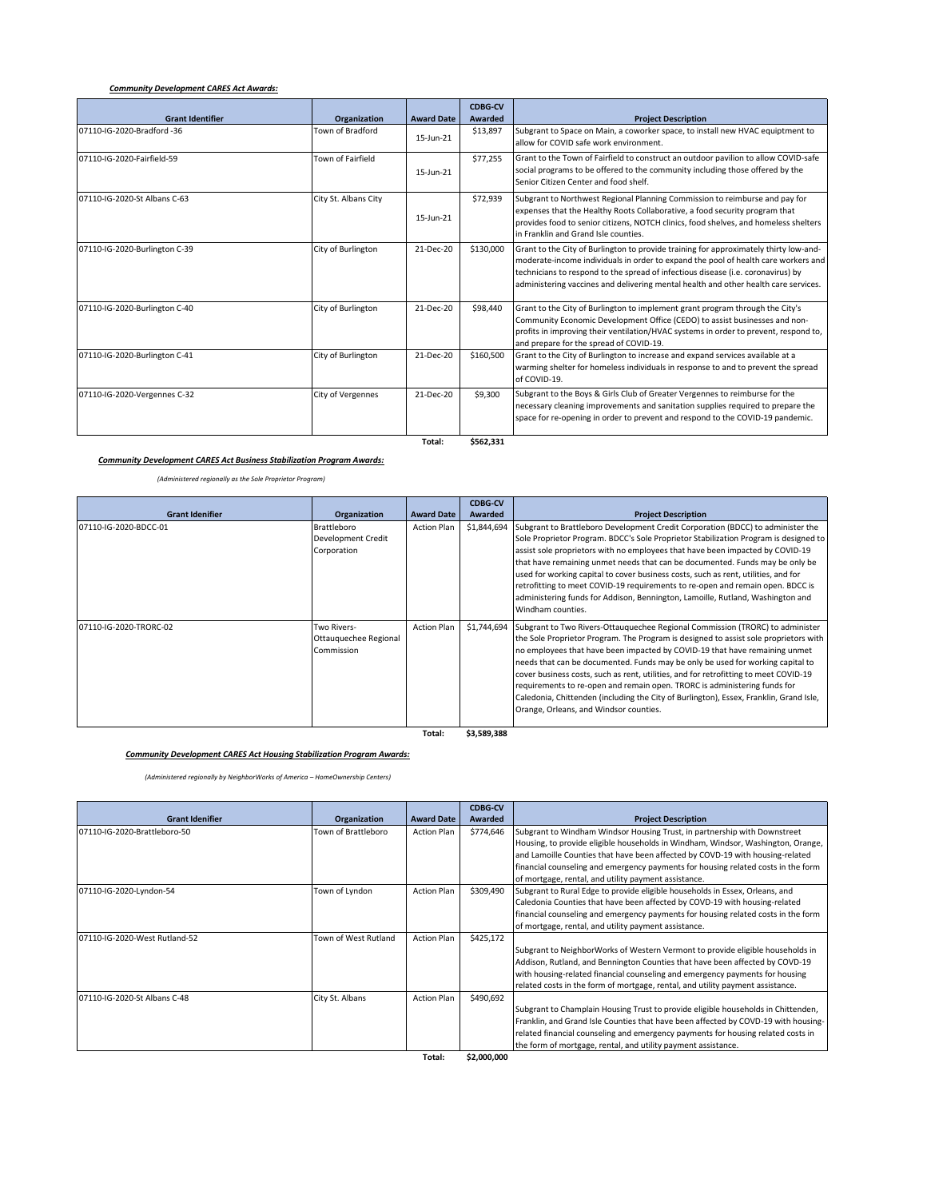***Community Development CARES Act Awards:***

| Grant Identifier | Organization | Award Date | CDBG-CV Awarded | Project Description |
|---|---|---|---|---|
| 07110-IG-2020-Bradford -36 | Town of Bradford | 15-Jun-21 | $13,897 | Subgrant to Space on Main, a coworker space, to install new HVAC equiptment to allow for COVID safe work environment. |
| 07110-IG-2020-Fairfield-59 | Town of Fairfield | 15-Jun-21 | $77,255 | Grant to the Town of Fairfield to construct an outdoor pavilion to allow COVID-safe social programs to be offered to the community including those offered by the Senior Citizen Center and food shelf. |
| 07110-IG-2020-St Albans C-63 | City St. Albans City | 15-Jun-21 | $72,939 | Subgrant to Northwest Regional Planning Commission to reimburse and pay for expenses that the Healthy Roots Collaborative, a food security program that provides food to senior citizens, NOTCH clinics, food shelves, and homeless shelters in Franklin and Grand Isle counties. |
| 07110-IG-2020-Burlington C-39 | City of Burlington | 21-Dec-20 | $130,000 | Grant to the City of Burlington to provide training for approximately thirty low-and-moderate-income individuals in order to expand the pool of health care workers and technicians to respond to the spread of infectious disease (i.e. coronavirus) by administering vaccines and delivering mental health and other health care services. |
| 07110-IG-2020-Burlington C-40 | City of Burlington | 21-Dec-20 | $98,440 | Grant to the City of Burlington to implement grant program through the City's Community Economic Development Office (CEDO) to assist businesses and non-profits in improving their ventilation/HVAC systems in order to prevent, respond to, and prepare for the spread of COVID-19. |
| 07110-IG-2020-Burlington C-41 | City of Burlington | 21-Dec-20 | $160,500 | Grant to the City of Burlington to increase and expand services available at a warming shelter for homeless individuals in response to and to prevent the spread of COVID-19. |
| 07110-IG-2020-Vergennes C-32 | City of Vergennes | 21-Dec-20 | $9,300 | Subgrant to the Boys & Girls Club of Greater Vergennes to reimburse for the necessary cleaning improvements and sanitation supplies required to prepare the space for re-opening in order to prevent and respond to the COVID-19 pandemic. |
| | | **Total:** | **$562,331** | |

***Community Development CARES Act Business Stabilization Program Awards:***

*(Administered regionally as the Sole Proprietor Program)*

| Grant Idenifier | Organization | Award Date | CDBG-CV Awarded | Project Description |
|---|---|---|---|---|
| 07110-IG-2020-BDCC-01 | Brattleboro Development Credit Corporation | Action Plan | $1,844,694 | Subgrant to Brattleboro Development Credit Corporation (BDCC) to administer the Sole Proprietor Program. BDCC's Sole Proprietor Stabilization Program is designed to assist sole proprietors with no employees that have been impacted by COVID-19 that have remaining unmet needs that can be documented. Funds may be only be used for working capital to cover business costs, such as rent, utilities, and for retrofitting to meet COVID-19 requirements to re-open and remain open. BDCC is administering funds for Addison, Bennington, Lamoille, Rutland, Washington and Windham counties. |
| 07110-IG-2020-TRORC-02 | Two Rivers-Ottauquechee Regional Commission | Action Plan | $1,744,694 | Subgrant to Two Rivers-Ottauquechee Regional Commission (TRORC) to administer the Sole Proprietor Program. The Program is designed to assist sole proprietors with no employees that have been impacted by COVID-19 that have remaining unmet needs that can be documented. Funds may be only be used for working capital to cover business costs, such as rent, utilities, and for retrofitting to meet COVID-19 requirements to re-open and remain open. TRORC is administering funds for Caledonia, Chittenden (including the City of Burlington), Essex, Franklin, Grand Isle, Orange, Orleans, and Windsor counties. |
| | | **Total:** | **$3,589,388** | |

***Community Development CARES Act Housing Stabilization Program Awards:***

*(Administered regionally by NeighborWorks of America – HomeOwnership Centers)*

| Grant Idenifier | Organization | Award Date | CDBG-CV Awarded | Project Description |
|---|---|---|---|---|
| 07110-IG-2020-Brattleboro-50 | Town of Brattleboro | Action Plan | $774,646 | Subgrant to Windham Windsor Housing Trust, in partnership with Downstreet Housing, to provide eligible households in Windham, Windsor, Washington, Orange, and Lamoille Counties that have been affected by COVD-19 with housing-related financial counseling and emergency payments for housing related costs in the form of mortgage, rental, and utility payment assistance. |
| 07110-IG-2020-Lyndon-54 | Town of Lyndon | Action Plan | $309,490 | Subgrant to Rural Edge to provide eligible households in Essex, Orleans, and Caledonia Counties that have been affected by COVD-19 with housing-related financial counseling and emergency payments for housing related costs in the form of mortgage, rental, and utility payment assistance. |
| 07110-IG-2020-West Rutland-52 | Town of West Rutland | Action Plan | $425,172 | Subgrant to NeighborWorks of Western Vermont to provide eligible households in Addison, Rutland, and Bennington Counties that have been affected by COVD-19 with housing-related financial counseling and emergency payments for housing related costs in the form of mortgage, rental, and utility payment assistance. |
| 07110-IG-2020-St Albans C-48 | City St. Albans | Action Plan | $490,692 | Subgrant to Champlain Housing Trust to provide eligible households in Chittenden, Franklin, and Grand Isle Counties that have been affected by COVD-19 with housing-related financial counseling and emergency payments for housing related costs in the form of mortgage, rental, and utility payment assistance. |
| | | **Total:** | **$2,000,000** | |